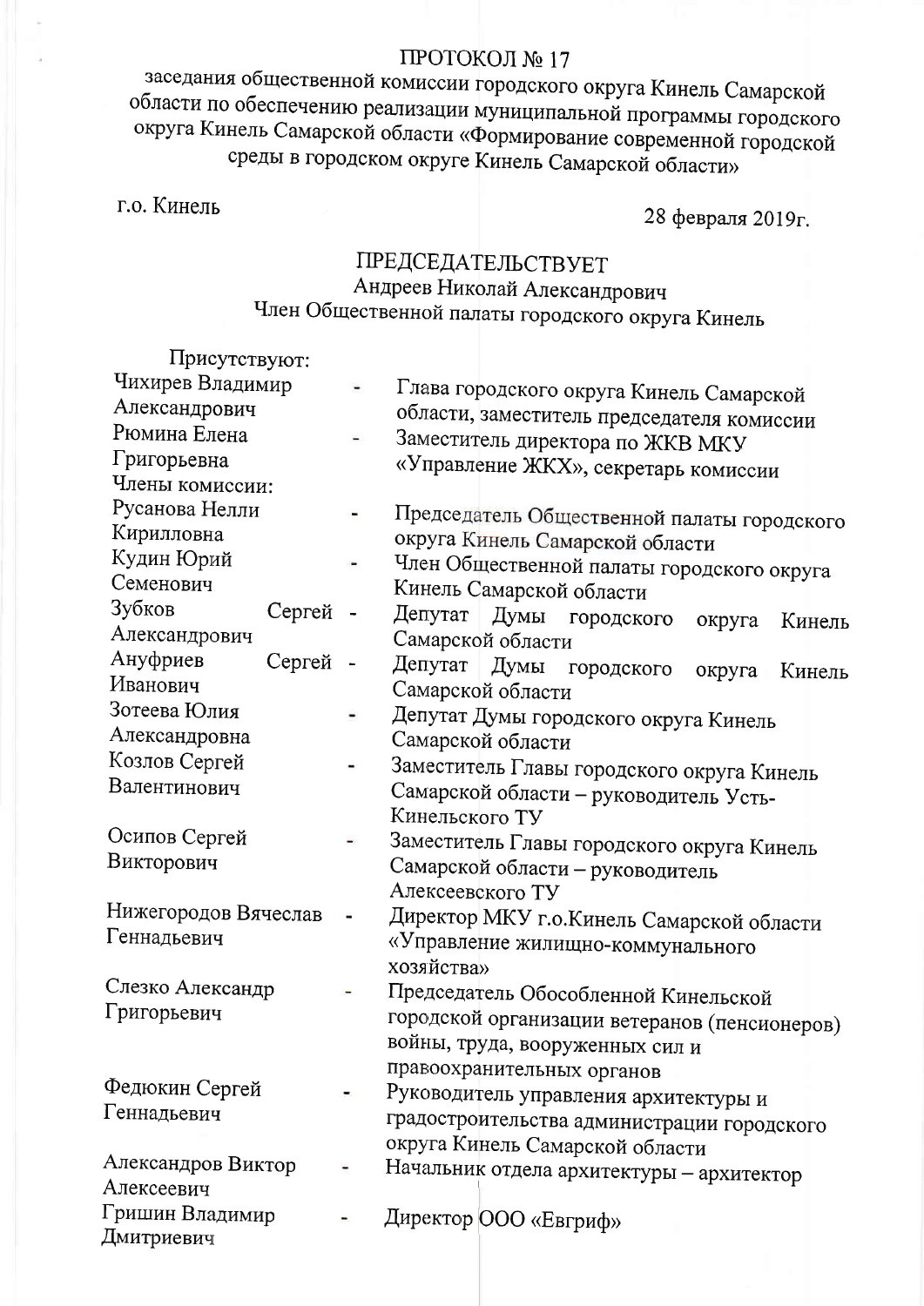# ПРОТОКОЛ № 17

заседания общественной комиссии городского округа Кинель Самарской области по обеспечению реализации муниципальной программы городского округа Кинель Самарской области «Формирование современной городской среды в городском округе Кинель Самарской области»

г.о. Кинель　　　　　　　　　　　　　　　　　　　　　　28 февраля 2019г.

## ПРЕДСЕДАТЕЛЬСТВУЕТ

Андреев Николай Александрович
Член Общественной палаты городского округа Кинель

Присутствуют:

| | | |
|---|---|---|
| Чихирев Владимир Александрович | - | Глава городского округа Кинель Самарской области, заместитель председателя комиссии |
| Рюмина Елена Григорьевна | - | Заместитель директора по ЖКВ МКУ «Управление ЖКХ», секретарь комиссии |

Члены комиссии:

| | | |
|---|---|---|
| Русанова Нелли Кирилловна | - | Председатель Общественной палаты городского округа Кинель Самарской области |
| Кудин Юрий Семенович | - | Член Общественной палаты городского округа Кинель Самарской области |
| Зубков Сергей Александрович | - | Депутат Думы городского округа Кинель Самарской области |
| Ануфриев Сергей Иванович | - | Депутат Думы городского округа Кинель Самарской области |
| Зотеева Юлия Александровна | - | Депутат Думы городского округа Кинель Самарской области |
| Козлов Сергей Валентинович | - | Заместитель Главы городского округа Кинель Самарской области – руководитель Усть-Кинельского ТУ |
| Осипов Сергей Викторович | - | Заместитель Главы городского округа Кинель Самарской области – руководитель Алексеевского ТУ |
| Нижегородов Вячеслав Геннадьевич | - | Директор МКУ г.о.Кинель Самарской области «Управление жилищно-коммунального хозяйства» |
| Слезко Александр Григорьевич | - | Председатель Обособленной Кинельской городской организации ветеранов (пенсионеров) войны, труда, вооруженных сил и правоохранительных органов |
| Федюкин Сергей Геннадьевич | - | Руководитель управления архитектуры и градостроительства администрации городского округа Кинель Самарской области |
| Александров Виктор Алексеевич | - | Начальник отдела архитектуры – архитектор |
| Гришин Владимир Дмитриевич | - | Директор ООО «Евгриф» |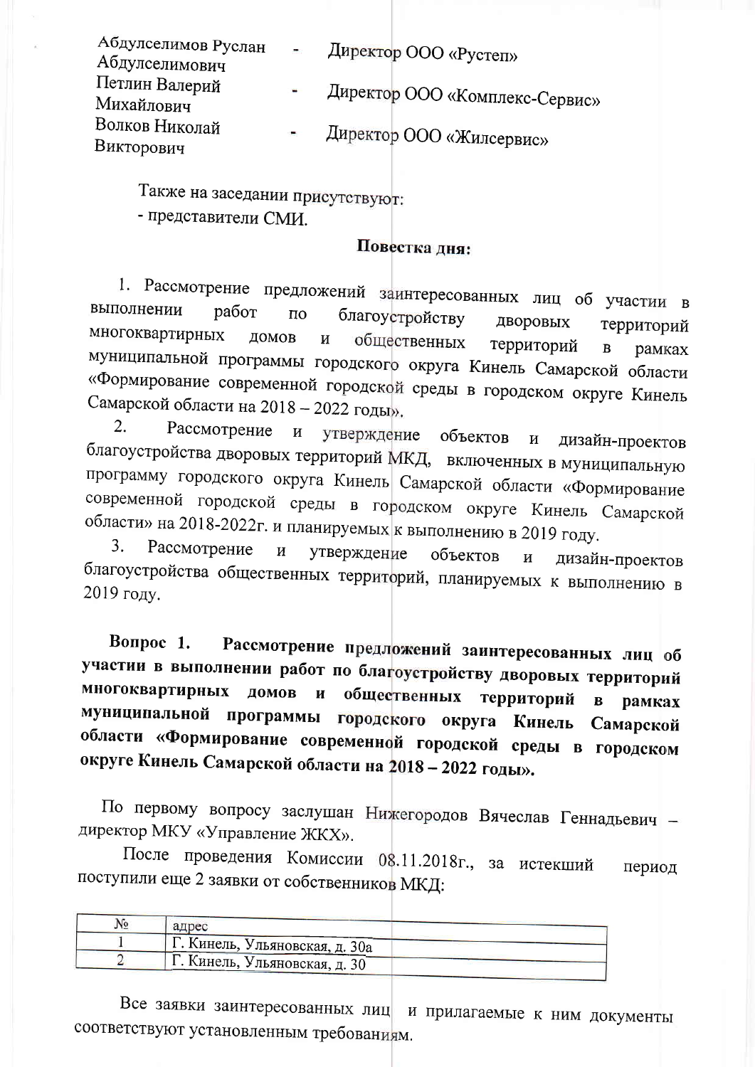| | | |
|---|---|---|
| Абдулселимов Руслан Абдулселимович | - | Директор ООО «Рустеп» |
| Петлин Валерий Михайлович | - | Директор ООО «Комплекс-Сервис» |
| Волков Николай Викторович | - | Директор ООО «Жилсервис» |

Также на заседании присутствуют:
- представители СМИ.

**Повестка дня:**

1. Рассмотрение предложений заинтересованных лиц об участии в выполнении работ по благоустройству дворовых территорий многоквартирных домов и общественных территорий в рамках муниципальной программы городского округа Кинель Самарской области «Формирование современной городской среды в городском округе Кинель Самарской области на 2018 – 2022 годы».
2. Рассмотрение и утверждение объектов и дизайн-проектов благоустройства дворовых территорий МКД, включенных в муниципальную программу городского округа Кинель Самарской области «Формирование современной городской среды в городском округе Кинель Самарской области» на 2018-2022г. и планируемых к выполнению в 2019 году.
3. Рассмотрение и утверждение объектов и дизайн-проектов благоустройства общественных территорий, планируемых к выполнению в 2019 году.

**Вопрос 1. Рассмотрение предложений заинтересованных лиц об участии в выполнении работ по благоустройству дворовых территорий многоквартирных домов и общественных территорий в рамках муниципальной программы городского округа Кинель Самарской области «Формирование современной городской среды в городском округе Кинель Самарской области на 2018 – 2022 годы».**

По первому вопросу заслушан Нижегородов Вячеслав Геннадьевич – директор МКУ «Управление ЖКХ».

После проведения Комиссии 08.11.2018г., за истекший период поступили еще 2 заявки от собственников МКД:

| № | адрес |
|---|---|
| 1 | Г. Кинель, Ульяновская, д. 30а |
| 2 | Г. Кинель, Ульяновская, д. 30 |

Все заявки заинтересованных лиц и прилагаемые к ним документы соответствуют установленным требованиям.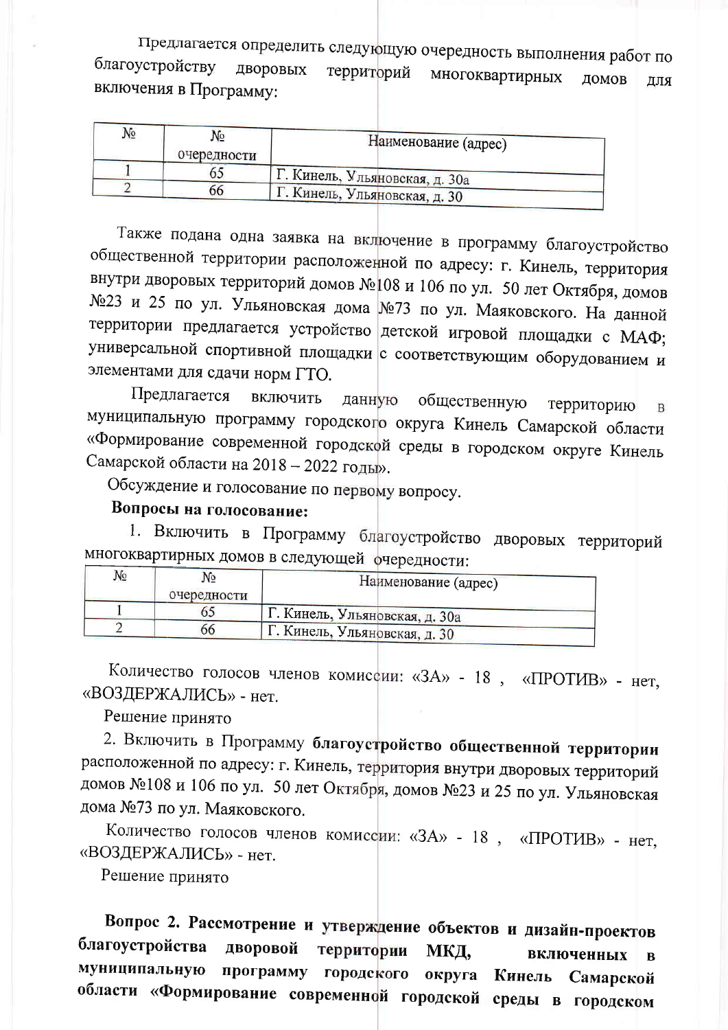Предлагается определить следующую очередность выполнения работ по благоустройству дворовых территорий многоквартирных домов для включения в Программу:

| № | № очередности | Наименование (адрес) |
|---|---|---|
| 1 | 65 | Г. Кинель, Ульяновская, д. 30а |
| 2 | 66 | Г. Кинель, Ульяновская, д. 30 |

Также подана одна заявка на включение в программу благоустройство общественной территории расположенной по адресу: г. Кинель, территория внутри дворовых территорий домов №108 и 106 по ул. 50 лет Октября, домов №23 и 25 по ул. Ульяновская дома №73 по ул. Маяковского. На данной территории предлагается устройство детской игровой площадки с МАФ; универсальной спортивной площадки с соответствующим оборудованием и элементами для сдачи норм ГТО.

Предлагается включить данную общественную территорию в муниципальную программу городского округа Кинель Самарской области «Формирование современной городской среды в городском округе Кинель Самарской области на 2018 – 2022 годы».

Обсуждение и голосование по первому вопросу.

**Вопросы на голосование:**

1. Включить в Программу благоустройство дворовых территорий многоквартирных домов в следующей очередности:

| № | № очередности | Наименование (адрес) |
|---|---|---|
| 1 | 65 | Г. Кинель, Ульяновская, д. 30а |
| 2 | 66 | Г. Кинель, Ульяновская, д. 30 |

Количество голосов членов комиссии: «ЗА» - 18 , «ПРОТИВ» - нет, «ВОЗДЕРЖАЛИСЬ» - нет.

Решение принято

2. Включить в Программу **благоустройство общественной территории** расположенной по адресу: г. Кинель, территория внутри дворовых территорий домов №108 и 106 по ул. 50 лет Октября, домов №23 и 25 по ул. Ульяновская дома №73 по ул. Маяковского.

Количество голосов членов комиссии: «ЗА» - 18 , «ПРОТИВ» - нет, «ВОЗДЕРЖАЛИСЬ» - нет.

Решение принято

**Вопрос 2. Рассмотрение и утверждение объектов и дизайн-проектов благоустройства дворовой территории МКД, включенных в муниципальную программу городского округа Кинель Самарской области «Формирование современной городской среды в городском**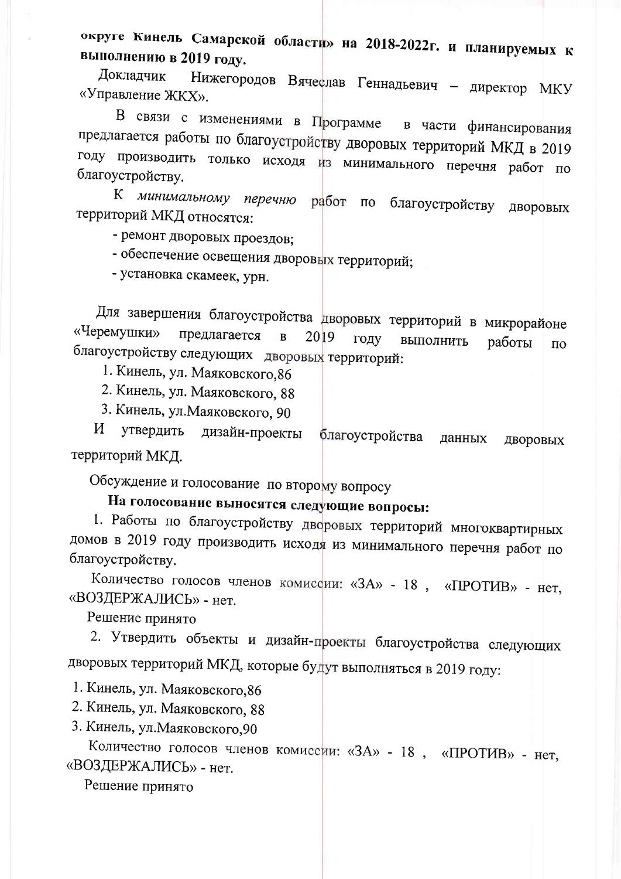**округе Кинель Самарской области» на 2018-2022г. и планируемых к выполнению в 2019 году.**

Докладчик Нижегородов Вячеслав Геннадьевич – директор МКУ «Управление ЖКХ».

В связи с изменениями в Программе в части финансирования предлагается работы по благоустройству дворовых территорий МКД в 2019 году производить только исходя из минимального перечня работ по благоустройству.

К *минимальному перечню* работ по благоустройству дворовых территорий МКД относятся:

- ремонт дворовых проездов;
- обеспечение освещения дворовых территорий;
- установка скамеек, урн.

Для завершения благоустройства дворовых территорий в микрорайоне «Черемушки» предлагается в 2019 году выполнить работы по благоустройству следующих дворовых территорий:

1. Кинель, ул. Маяковского,86
2. Кинель, ул. Маяковского, 88
3. Кинель, ул.Маяковского, 90

И утвердить дизайн-проекты благоустройства данных дворовых территорий МКД.

Обсуждение и голосование по второму вопросу

**На голосование выносятся следующие вопросы:**

1. Работы по благоустройству дворовых территорий многоквартирных домов в 2019 году производить исходя из минимального перечня работ по благоустройству.

Количество голосов членов комиссии: «ЗА» - 18 , «ПРОТИВ» - нет, «ВОЗДЕРЖАЛИСЬ» - нет.

Решение принято

2. Утвердить объекты и дизайн-проекты благоустройства следующих дворовых территорий МКД, которые будут выполняться в 2019 году:

1. Кинель, ул. Маяковского,86
2. Кинель, ул. Маяковского, 88
3. Кинель, ул.Маяковского,90

Количество голосов членов комиссии: «ЗА» - 18 , «ПРОТИВ» - нет, «ВОЗДЕРЖАЛИСЬ» - нет.

Решение принято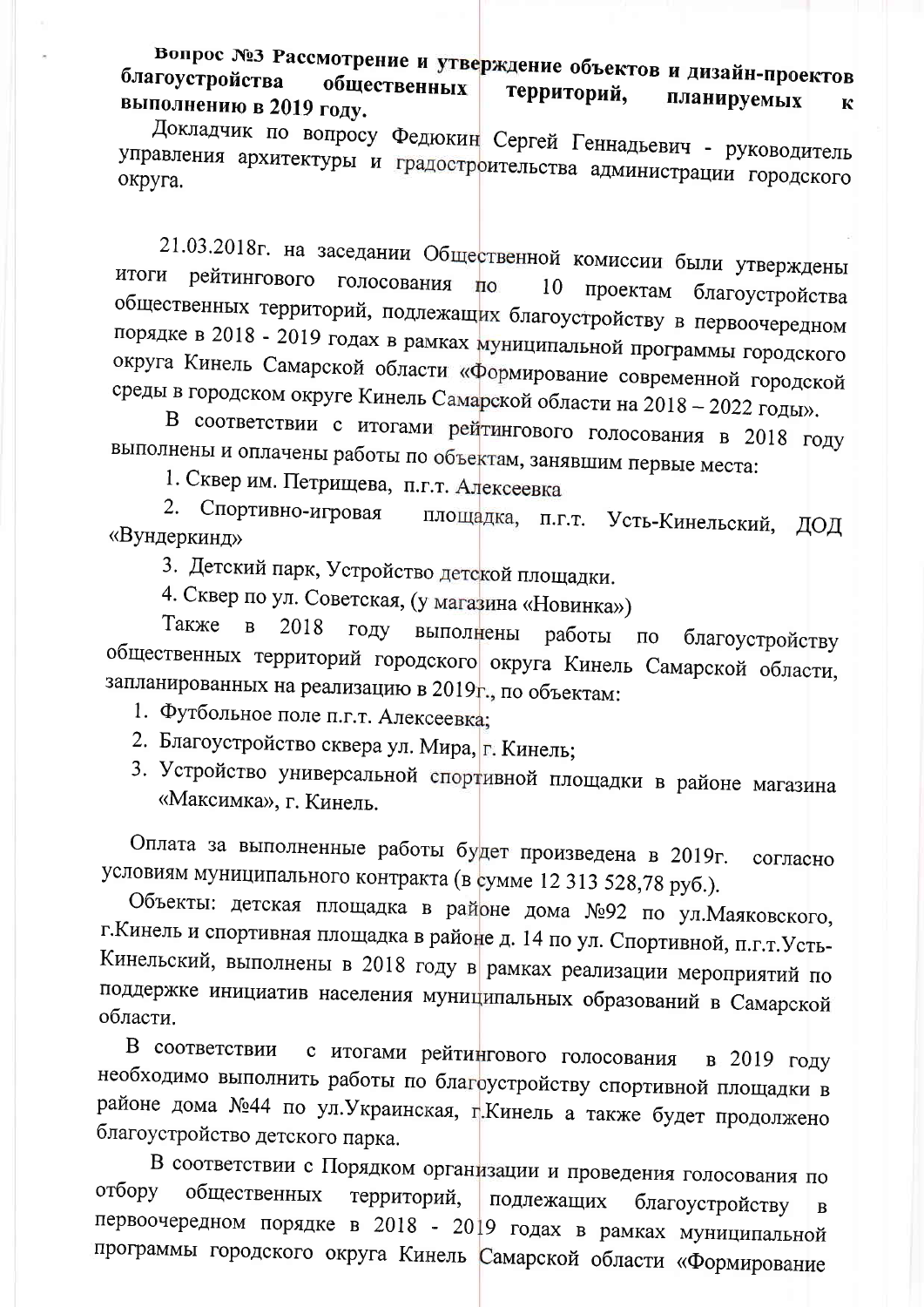**Вопрос №3 Рассмотрение и утверждение объектов и дизайн-проектов благоустройства общественных территорий, планируемых к выполнению в 2019 году.**

Докладчик по вопросу Федюкин Сергей Геннадьевич - руководитель управления архитектуры и градостроительства администрации городского округа.

21.03.2018г. на заседании Общественной комиссии были утверждены итоги рейтингового голосования по 10 проектам благоустройства общественных территорий, подлежащих благоустройству в первоочередном порядке в 2018 - 2019 годах в рамках муниципальной программы городского округа Кинель Самарской области «Формирование современной городской среды в городском округе Кинель Самарской области на 2018 – 2022 годы».

В соответствии с итогами рейтингового голосования в 2018 году выполнены и оплачены работы по объектам, занявшим первые места:

1. Сквер им. Петрищева, п.г.т. Алексеевка
2. Спортивно-игровая площадка, п.г.т. Усть-Кинельский, ДОД «Вундеркинд»
3. Детский парк, Устройство детской площадки.
4. Сквер по ул. Советская, (у магазина «Новинка»)

Также в 2018 году выполнены работы по благоустройству общественных территорий городского округа Кинель Самарской области, запланированных на реализацию в 2019г., по объектам:

1. Футбольное поле п.г.т. Алексеевка;
2. Благоустройство сквера ул. Мира, г. Кинель;
3. Устройство универсальной спортивной площадки в районе магазина «Максимка», г. Кинель.

Оплата за выполненные работы будет произведена в 2019г. согласно условиям муниципального контракта (в сумме 12 313 528,78 руб.).

Объекты: детская площадка в районе дома №92 по ул.Маяковского, г.Кинель и спортивная площадка в районе д. 14 по ул. Спортивной, п.г.т.Усть-Кинельский, выполнены в 2018 году в рамках реализации мероприятий по поддержке инициатив населения муниципальных образований в Самарской области.

В соответствии с итогами рейтингового голосования в 2019 году необходимо выполнить работы по благоустройству спортивной площадки в районе дома №44 по ул.Украинская, г.Кинель а также будет продолжено благоустройство детского парка.

В соответствии с Порядком организации и проведения голосования по отбору общественных территорий, подлежащих благоустройству в первоочередном порядке в 2018 - 2019 годах в рамках муниципальной программы городского округа Кинель Самарской области «Формирование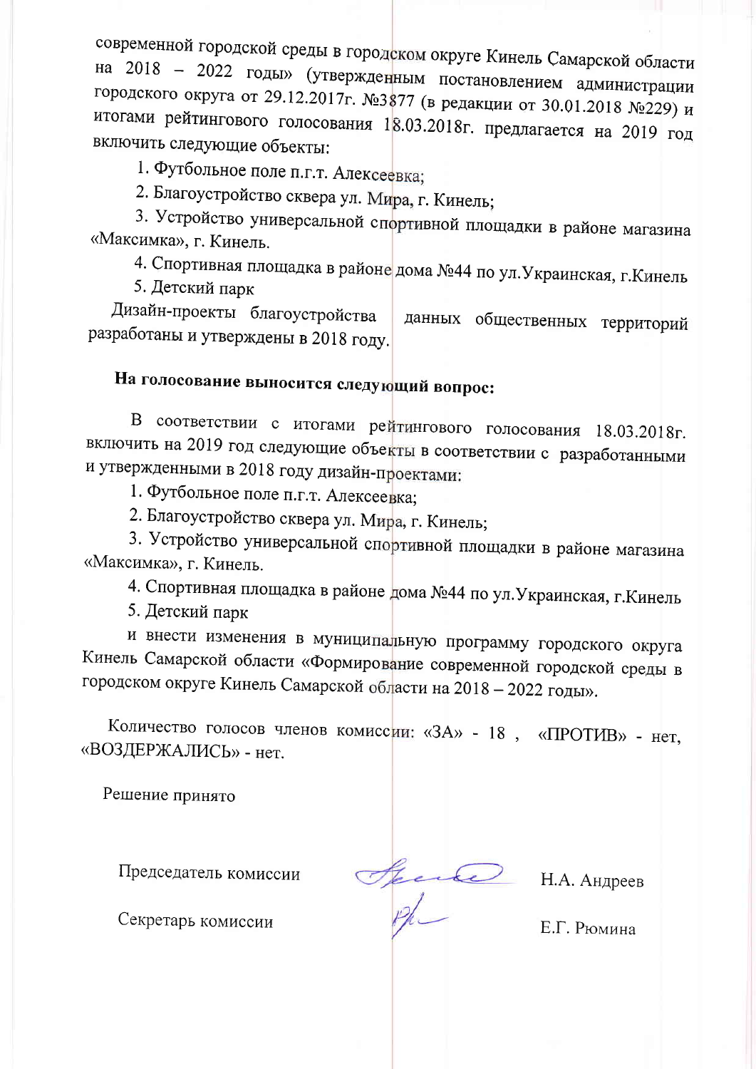современной городской среды в городском округе Кинель Самарской области на 2018 – 2022 годы» (утвержденным постановлением администрации городского округа от 29.12.2017г. №3877 (в редакции от 30.01.2018 №229) и итогами рейтингового голосования 18.03.2018г. предлагается на 2019 год включить следующие объекты:

1. Футбольное поле п.г.т. Алексеевка;
2. Благоустройство сквера ул. Мира, г. Кинель;
3. Устройство универсальной спортивной площадки в районе магазина «Максимка», г. Кинель.
4. Спортивная площадка в районе дома №44 по ул.Украинская, г.Кинель
5. Детский парк

Дизайн-проекты благоустройства данных общественных территорий разработаны и утверждены в 2018 году.

**На голосование выносится следующий вопрос:**

В соответствии с итогами рейтингового голосования 18.03.2018г. включить на 2019 год следующие объекты в соответствии с разработанными и утвержденными в 2018 году дизайн-проектами:

1. Футбольное поле п.г.т. Алексеевка;
2. Благоустройство сквера ул. Мира, г. Кинель;
3. Устройство универсальной спортивной площадки в районе магазина «Максимка», г. Кинель.
4. Спортивная площадка в районе дома №44 по ул.Украинская, г.Кинель
5. Детский парк

и внести изменения в муниципальную программу городского округа Кинель Самарской области «Формирование современной городской среды в городском округе Кинель Самарской области на 2018 – 2022 годы».

Количество голосов членов комиссии: «ЗА» - 18 , «ПРОТИВ» - нет, «ВОЗДЕРЖАЛИСЬ» - нет.

Решение принято

Председатель комиссии Н.А. Андреев

Секретарь комиссии Е.Г. Рюмина